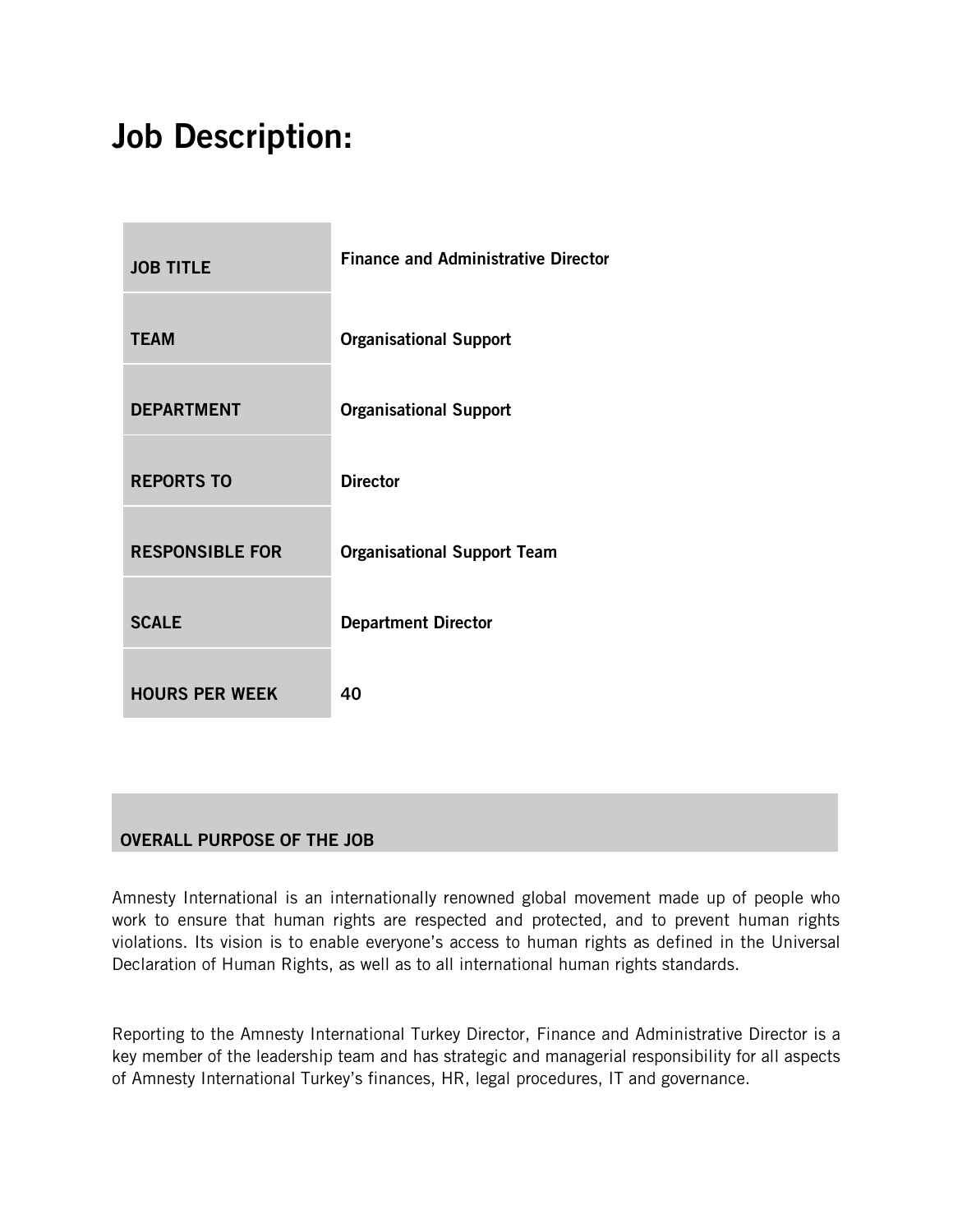# Job Description:

| | |
|---|---|
| **JOB TITLE** | **Finance and Administrative Director** |
| **TEAM** | **Organisational Support** |
| **DEPARTMENT** | **Organisational Support** |
| **REPORTS TO** | **Director** |
| **RESPONSIBLE FOR** | **Organisational Support Team** |
| **SCALE** | **Department Director** |
| **HOURS PER WEEK** | 40 |

## OVERALL PURPOSE OF THE JOB

Amnesty International is an internationally renowned global movement made up of people who work to ensure that human rights are respected and protected, and to prevent human rights violations. Its vision is to enable everyone's access to human rights as defined in the Universal Declaration of Human Rights, as well as to all international human rights standards.

Reporting to the Amnesty International Turkey Director, Finance and Administrative Director is a key member of the leadership team and has strategic and managerial responsibility for all aspects of Amnesty International Turkey's finances, HR, legal procedures, IT and governance.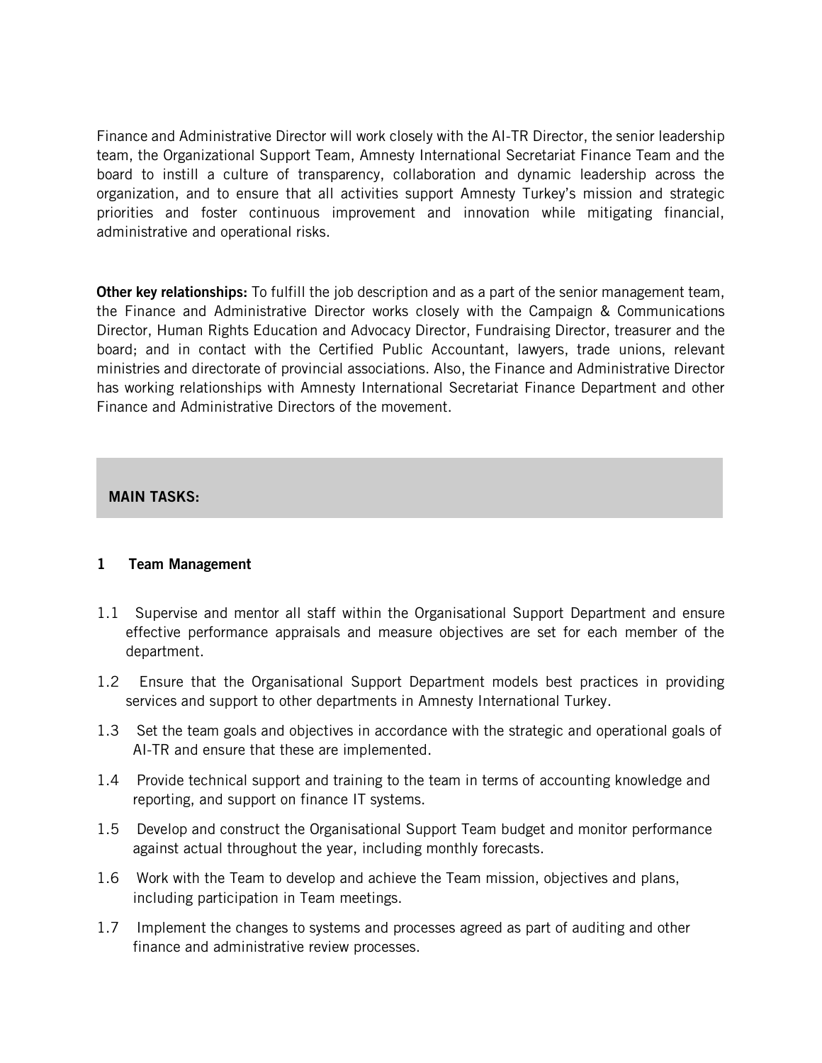Finance and Administrative Director will work closely with the AI-TR Director, the senior leadership team, the Organizational Support Team, Amnesty International Secretariat Finance Team and the board to instill a culture of transparency, collaboration and dynamic leadership across the organization, and to ensure that all activities support Amnesty Turkey's mission and strategic priorities and foster continuous improvement and innovation while mitigating financial, administrative and operational risks.

**Other key relationships:** To fulfill the job description and as a part of the senior management team, the Finance and Administrative Director works closely with the Campaign & Communications Director, Human Rights Education and Advocacy Director, Fundraising Director, treasurer and the board; and in contact with the Certified Public Accountant, lawyers, trade unions, relevant ministries and directorate of provincial associations. Also, the Finance and Administrative Director has working relationships with Amnesty International Secretariat Finance Department and other Finance and Administrative Directors of the movement.

## MAIN TASKS:

### 1 Team Management

1.1 Supervise and mentor all staff within the Organisational Support Department and ensure effective performance appraisals and measure objectives are set for each member of the department.

1.2 Ensure that the Organisational Support Department models best practices in providing services and support to other departments in Amnesty International Turkey.

1.3 Set the team goals and objectives in accordance with the strategic and operational goals of AI-TR and ensure that these are implemented.

1.4 Provide technical support and training to the team in terms of accounting knowledge and reporting, and support on finance IT systems.

1.5 Develop and construct the Organisational Support Team budget and monitor performance against actual throughout the year, including monthly forecasts.

1.6 Work with the Team to develop and achieve the Team mission, objectives and plans, including participation in Team meetings.

1.7 Implement the changes to systems and processes agreed as part of auditing and other finance and administrative review processes.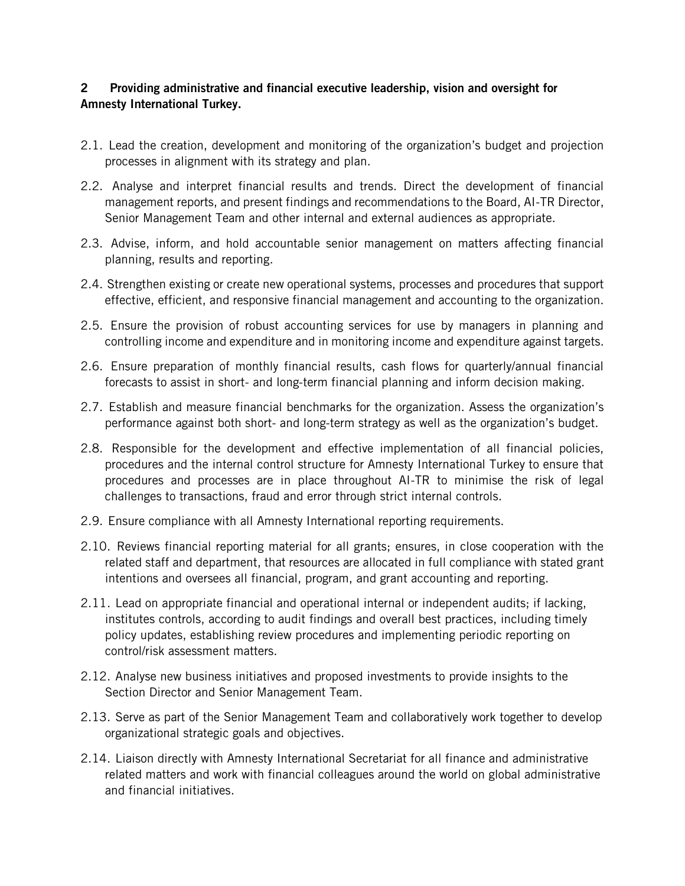**2 Providing administrative and financial executive leadership, vision and oversight for Amnesty International Turkey.**

2.1. Lead the creation, development and monitoring of the organization's budget and projection processes in alignment with its strategy and plan.

2.2. Analyse and interpret financial results and trends. Direct the development of financial management reports, and present findings and recommendations to the Board, AI-TR Director, Senior Management Team and other internal and external audiences as appropriate.

2.3. Advise, inform, and hold accountable senior management on matters affecting financial planning, results and reporting.

2.4. Strengthen existing or create new operational systems, processes and procedures that support effective, efficient, and responsive financial management and accounting to the organization.

2.5. Ensure the provision of robust accounting services for use by managers in planning and controlling income and expenditure and in monitoring income and expenditure against targets.

2.6. Ensure preparation of monthly financial results, cash flows for quarterly/annual financial forecasts to assist in short- and long-term financial planning and inform decision making.

2.7. Establish and measure financial benchmarks for the organization. Assess the organization's performance against both short- and long-term strategy as well as the organization's budget.

2.8. Responsible for the development and effective implementation of all financial policies, procedures and the internal control structure for Amnesty International Turkey to ensure that procedures and processes are in place throughout AI-TR to minimise the risk of legal challenges to transactions, fraud and error through strict internal controls.

2.9. Ensure compliance with all Amnesty International reporting requirements.

2.10. Reviews financial reporting material for all grants; ensures, in close cooperation with the related staff and department, that resources are allocated in full compliance with stated grant intentions and oversees all financial, program, and grant accounting and reporting.

2.11. Lead on appropriate financial and operational internal or independent audits; if lacking, institutes controls, according to audit findings and overall best practices, including timely policy updates, establishing review procedures and implementing periodic reporting on control/risk assessment matters.

2.12. Analyse new business initiatives and proposed investments to provide insights to the Section Director and Senior Management Team.

2.13. Serve as part of the Senior Management Team and collaboratively work together to develop organizational strategic goals and objectives.

2.14. Liaison directly with Amnesty International Secretariat for all finance and administrative related matters and work with financial colleagues around the world on global administrative and financial initiatives.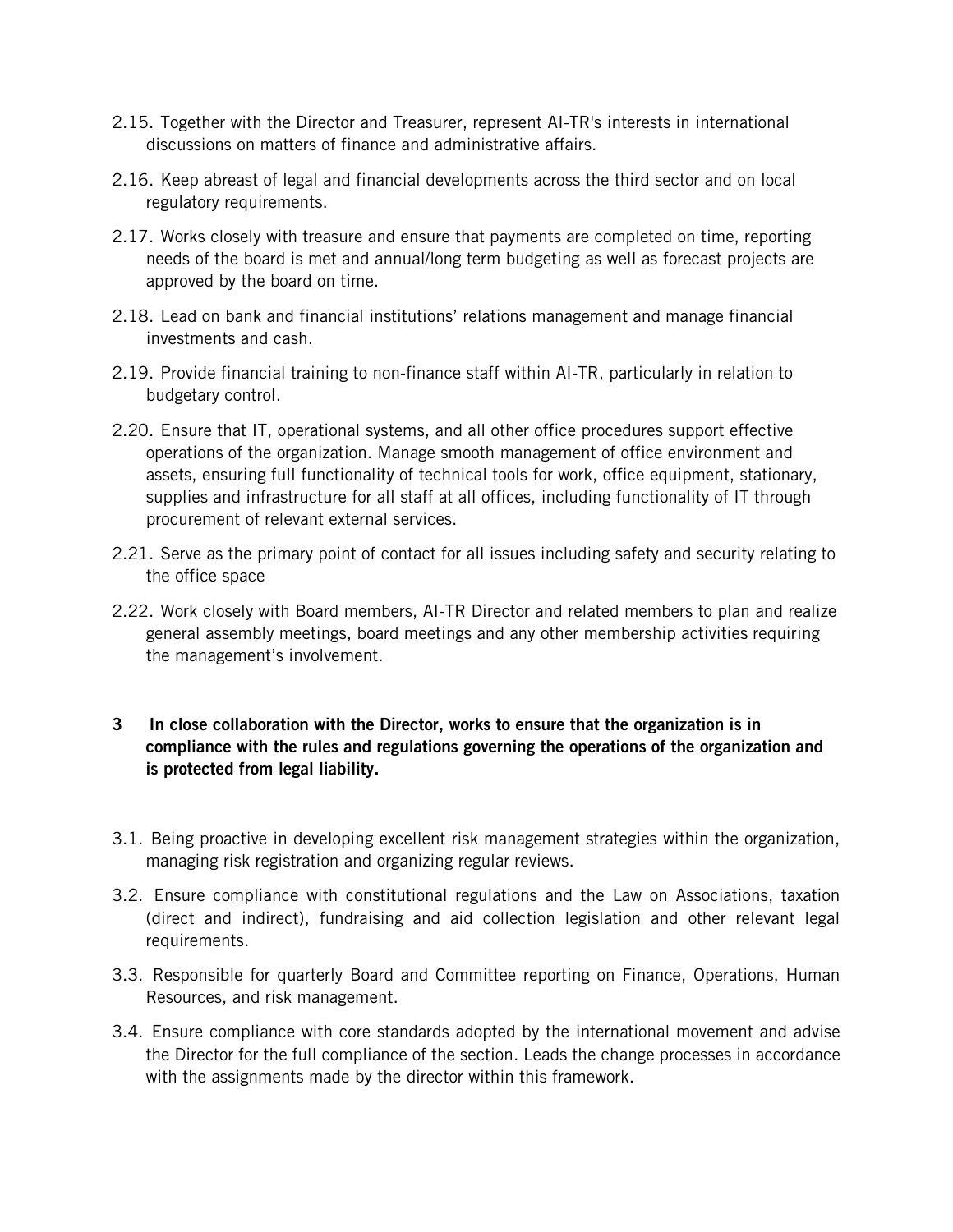2.15. Together with the Director and Treasurer, represent AI-TR's interests in international discussions on matters of finance and administrative affairs.

2.16. Keep abreast of legal and financial developments across the third sector and on local regulatory requirements.

2.17. Works closely with treasure and ensure that payments are completed on time, reporting needs of the board is met and annual/long term budgeting as well as forecast projects are approved by the board on time.

2.18. Lead on bank and financial institutions' relations management and manage financial investments and cash.

2.19. Provide financial training to non-finance staff within AI-TR, particularly in relation to budgetary control.

2.20. Ensure that IT, operational systems, and all other office procedures support effective operations of the organization. Manage smooth management of office environment and assets, ensuring full functionality of technical tools for work, office equipment, stationary, supplies and infrastructure for all staff at all offices, including functionality of IT through procurement of relevant external services.

2.21. Serve as the primary point of contact for all issues including safety and security relating to the office space

2.22. Work closely with Board members, AI-TR Director and related members to plan and realize general assembly meetings, board meetings and any other membership activities requiring the management's involvement.

**3 In close collaboration with the Director, works to ensure that the organization is in compliance with the rules and regulations governing the operations of the organization and is protected from legal liability.**

3.1. Being proactive in developing excellent risk management strategies within the organization, managing risk registration and organizing regular reviews.

3.2. Ensure compliance with constitutional regulations and the Law on Associations, taxation (direct and indirect), fundraising and aid collection legislation and other relevant legal requirements.

3.3. Responsible for quarterly Board and Committee reporting on Finance, Operations, Human Resources, and risk management.

3.4. Ensure compliance with core standards adopted by the international movement and advise the Director for the full compliance of the section. Leads the change processes in accordance with the assignments made by the director within this framework.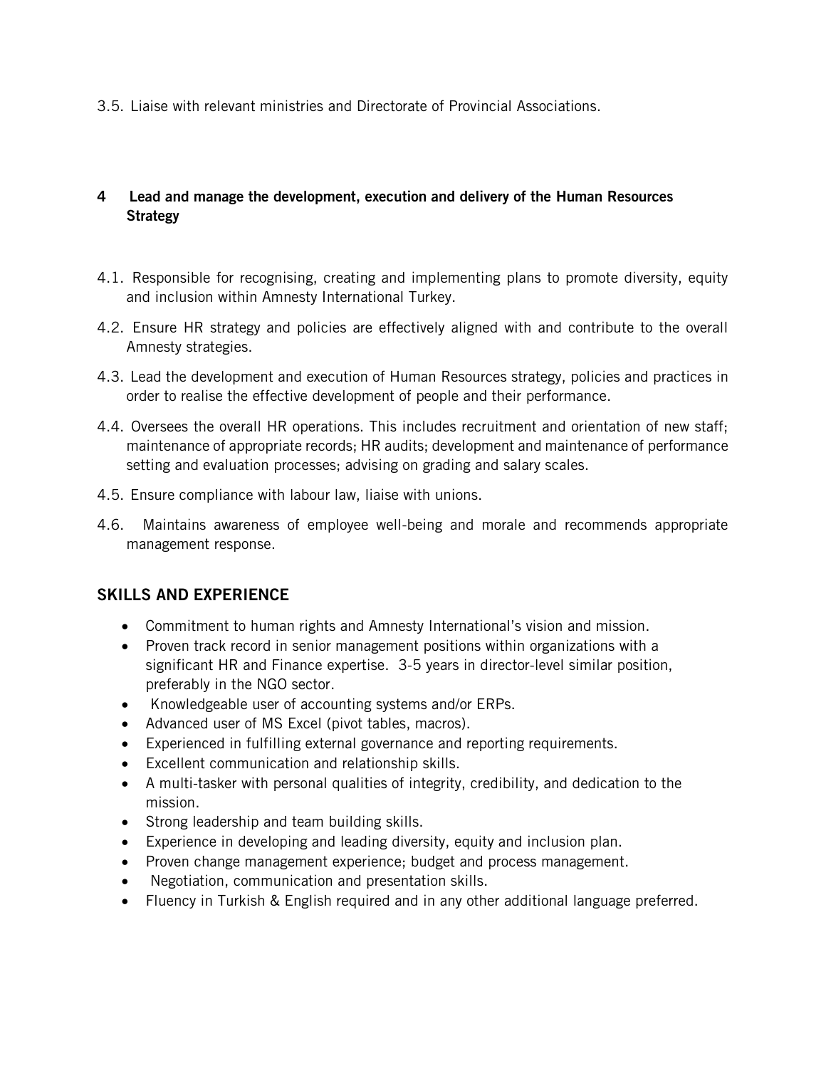3.5. Liaise with relevant ministries and Directorate of Provincial Associations.

**4 Lead and manage the development, execution and delivery of the Human Resources Strategy**

4.1. Responsible for recognising, creating and implementing plans to promote diversity, equity and inclusion within Amnesty International Turkey.

4.2. Ensure HR strategy and policies are effectively aligned with and contribute to the overall Amnesty strategies.

4.3. Lead the development and execution of Human Resources strategy, policies and practices in order to realise the effective development of people and their performance.

4.4. Oversees the overall HR operations. This includes recruitment and orientation of new staff; maintenance of appropriate records; HR audits; development and maintenance of performance setting and evaluation processes; advising on grading and salary scales.

4.5. Ensure compliance with labour law, liaise with unions.

4.6. Maintains awareness of employee well-being and morale and recommends appropriate management response.

## SKILLS AND EXPERIENCE

- Commitment to human rights and Amnesty International's vision and mission.
- Proven track record in senior management positions within organizations with a significant HR and Finance expertise. 3-5 years in director-level similar position, preferably in the NGO sector.
- Knowledgeable user of accounting systems and/or ERPs.
- Advanced user of MS Excel (pivot tables, macros).
- Experienced in fulfilling external governance and reporting requirements.
- Excellent communication and relationship skills.
- A multi-tasker with personal qualities of integrity, credibility, and dedication to the mission.
- Strong leadership and team building skills.
- Experience in developing and leading diversity, equity and inclusion plan.
- Proven change management experience; budget and process management.
- Negotiation, communication and presentation skills.
- Fluency in Turkish & English required and in any other additional language preferred.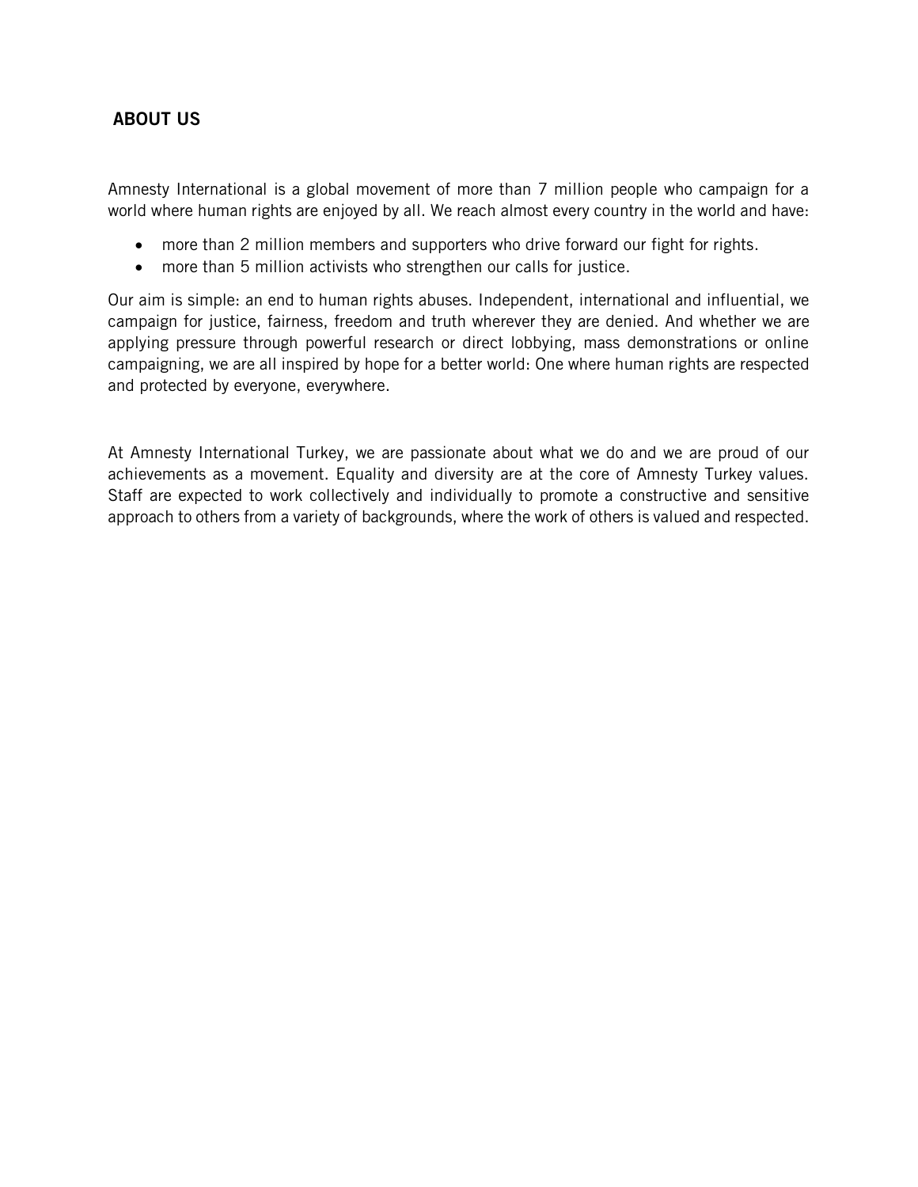## ABOUT US

Amnesty International is a global movement of more than 7 million people who campaign for a world where human rights are enjoyed by all. We reach almost every country in the world and have:

- more than 2 million members and supporters who drive forward our fight for rights.
- more than 5 million activists who strengthen our calls for justice.

Our aim is simple: an end to human rights abuses. Independent, international and influential, we campaign for justice, fairness, freedom and truth wherever they are denied. And whether we are applying pressure through powerful research or direct lobbying, mass demonstrations or online campaigning, we are all inspired by hope for a better world: One where human rights are respected and protected by everyone, everywhere.

At Amnesty International Turkey, we are passionate about what we do and we are proud of our achievements as a movement. Equality and diversity are at the core of Amnesty Turkey values. Staff are expected to work collectively and individually to promote a constructive and sensitive approach to others from a variety of backgrounds, where the work of others is valued and respected.